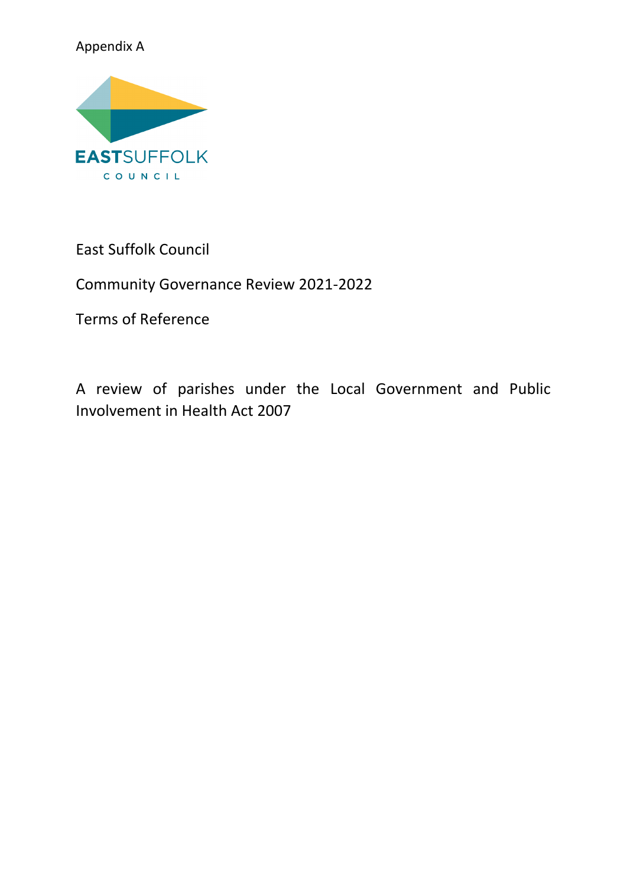Appendix A

East Suffolk Council

Community Governance Review 2021-2022

Terms of Reference

A review of parishes under the Local Government and Public Involvement in Health Act 2007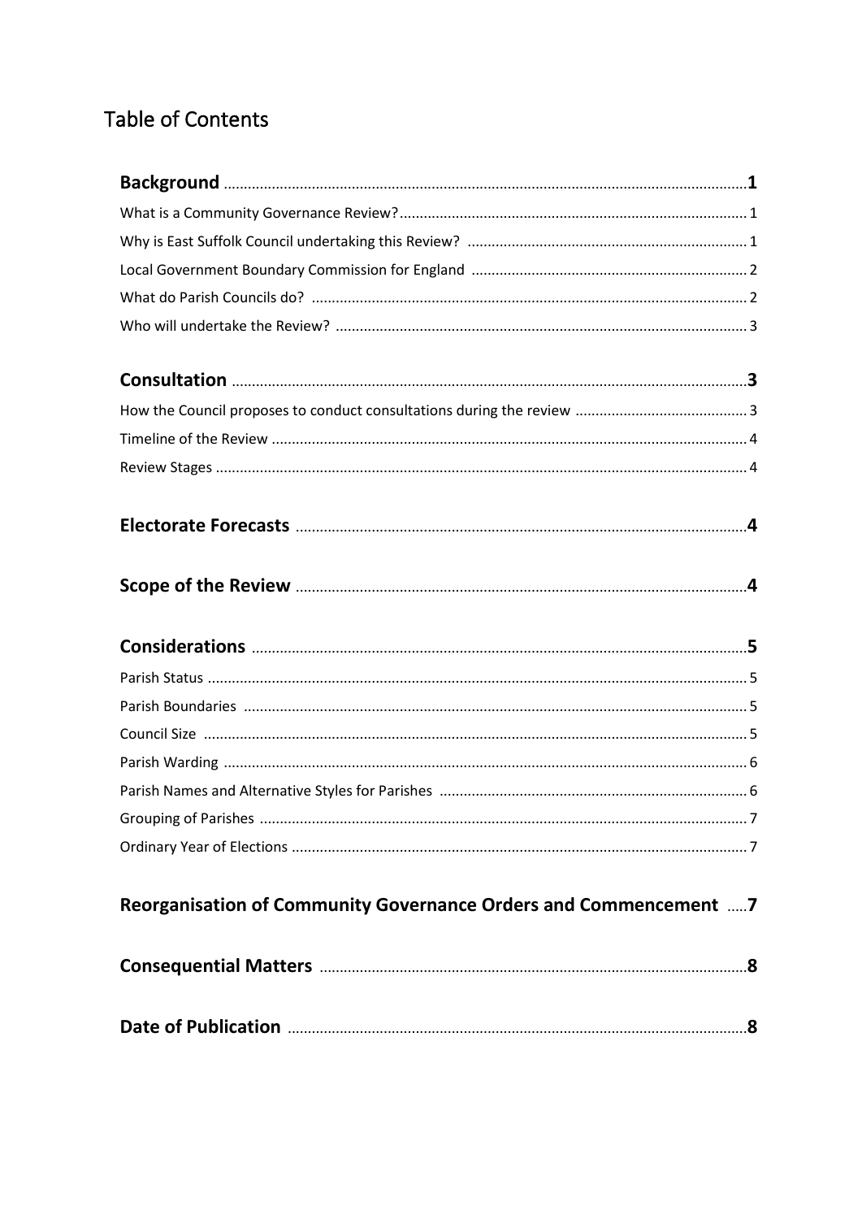# Table of Contents

| | |
|---|---|
| **Background** | **1** |
| What is a Community Governance Review? | 1 |
| Why is East Suffolk Council undertaking this Review? | 1 |
| Local Government Boundary Commission for England | 2 |
| What do Parish Councils do? | 2 |
| Who will undertake the Review? | 3 |
| **Consultation** | **3** |
| How the Council proposes to conduct consultations during the review | 3 |
| Timeline of the Review | 4 |
| Review Stages | 4 |
| **Electorate Forecasts** | **4** |
| **Scope of the Review** | **4** |
| **Considerations** | **5** |
| Parish Status | 5 |
| Parish Boundaries | 5 |
| Council Size | 5 |
| Parish Warding | 6 |
| Parish Names and Alternative Styles for Parishes | 6 |
| Grouping of Parishes | 7 |
| Ordinary Year of Elections | 7 |
| **Reorganisation of Community Governance Orders and Commencement** | **7** |
| **Consequential Matters** | **8** |
| **Date of Publication** | **8** |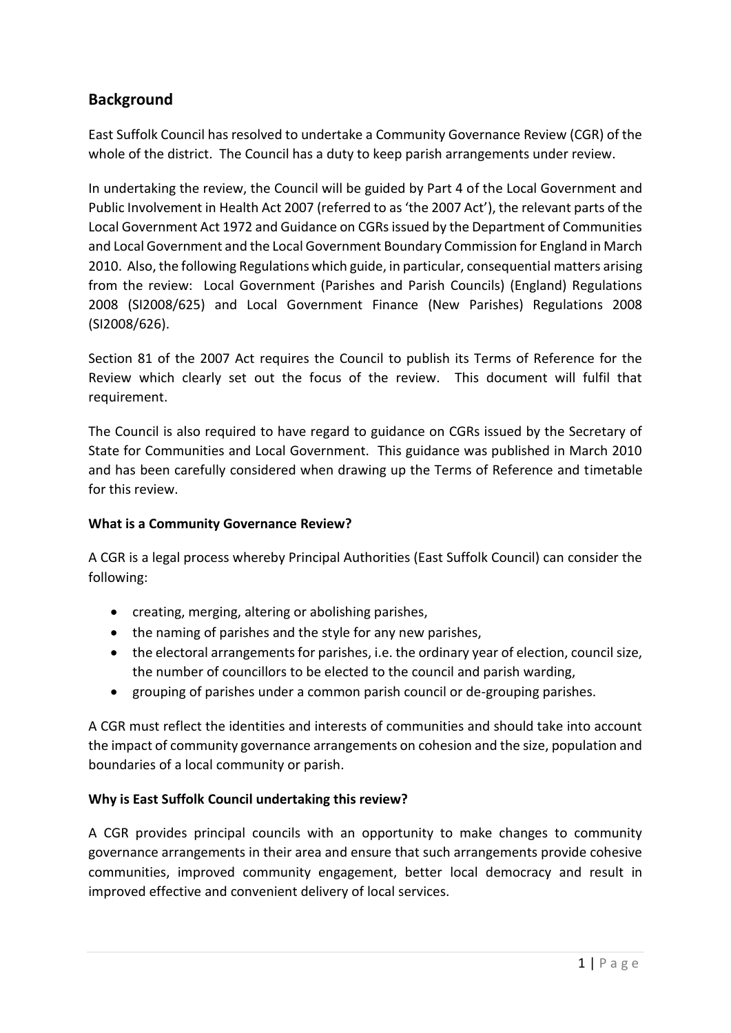## Background

East Suffolk Council has resolved to undertake a Community Governance Review (CGR) of the whole of the district. The Council has a duty to keep parish arrangements under review.

In undertaking the review, the Council will be guided by Part 4 of the Local Government and Public Involvement in Health Act 2007 (referred to as 'the 2007 Act'), the relevant parts of the Local Government Act 1972 and Guidance on CGRs issued by the Department of Communities and Local Government and the Local Government Boundary Commission for England in March 2010. Also, the following Regulations which guide, in particular, consequential matters arising from the review: Local Government (Parishes and Parish Councils) (England) Regulations 2008 (SI2008/625) and Local Government Finance (New Parishes) Regulations 2008 (SI2008/626).

Section 81 of the 2007 Act requires the Council to publish its Terms of Reference for the Review which clearly set out the focus of the review. This document will fulfil that requirement.

The Council is also required to have regard to guidance on CGRs issued by the Secretary of State for Communities and Local Government. This guidance was published in March 2010 and has been carefully considered when drawing up the Terms of Reference and timetable for this review.

**What is a Community Governance Review?**

A CGR is a legal process whereby Principal Authorities (East Suffolk Council) can consider the following:

- creating, merging, altering or abolishing parishes,
- the naming of parishes and the style for any new parishes,
- the electoral arrangements for parishes, i.e. the ordinary year of election, council size, the number of councillors to be elected to the council and parish warding,
- grouping of parishes under a common parish council or de-grouping parishes.

A CGR must reflect the identities and interests of communities and should take into account the impact of community governance arrangements on cohesion and the size, population and boundaries of a local community or parish.

**Why is East Suffolk Council undertaking this review?**

A CGR provides principal councils with an opportunity to make changes to community governance arrangements in their area and ensure that such arrangements provide cohesive communities, improved community engagement, better local democracy and result in improved effective and convenient delivery of local services.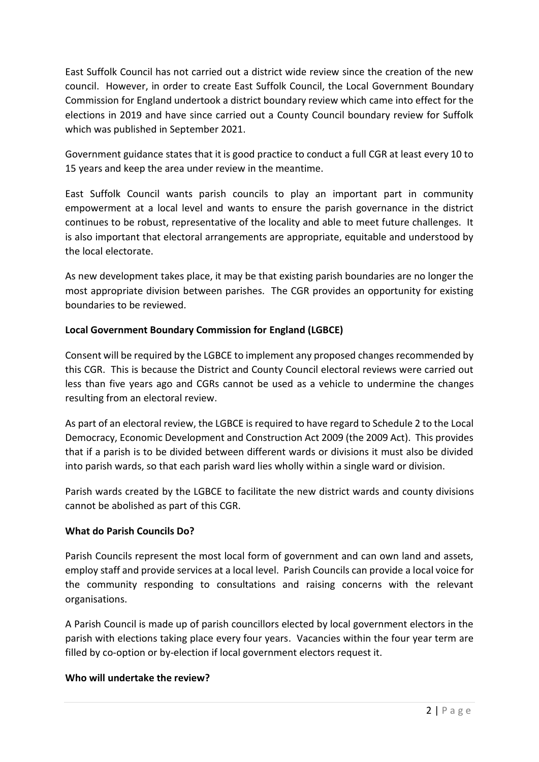East Suffolk Council has not carried out a district wide review since the creation of the new council. However, in order to create East Suffolk Council, the Local Government Boundary Commission for England undertook a district boundary review which came into effect for the elections in 2019 and have since carried out a County Council boundary review for Suffolk which was published in September 2021.

Government guidance states that it is good practice to conduct a full CGR at least every 10 to 15 years and keep the area under review in the meantime.

East Suffolk Council wants parish councils to play an important part in community empowerment at a local level and wants to ensure the parish governance in the district continues to be robust, representative of the locality and able to meet future challenges. It is also important that electoral arrangements are appropriate, equitable and understood by the local electorate.

As new development takes place, it may be that existing parish boundaries are no longer the most appropriate division between parishes. The CGR provides an opportunity for existing boundaries to be reviewed.

**Local Government Boundary Commission for England (LGBCE)**

Consent will be required by the LGBCE to implement any proposed changes recommended by this CGR. This is because the District and County Council electoral reviews were carried out less than five years ago and CGRs cannot be used as a vehicle to undermine the changes resulting from an electoral review.

As part of an electoral review, the LGBCE is required to have regard to Schedule 2 to the Local Democracy, Economic Development and Construction Act 2009 (the 2009 Act). This provides that if a parish is to be divided between different wards or divisions it must also be divided into parish wards, so that each parish ward lies wholly within a single ward or division.

Parish wards created by the LGBCE to facilitate the new district wards and county divisions cannot be abolished as part of this CGR.

**What do Parish Councils Do?**

Parish Councils represent the most local form of government and can own land and assets, employ staff and provide services at a local level. Parish Councils can provide a local voice for the community responding to consultations and raising concerns with the relevant organisations.

A Parish Council is made up of parish councillors elected by local government electors in the parish with elections taking place every four years. Vacancies within the four year term are filled by co-option or by-election if local government electors request it.

**Who will undertake the review?**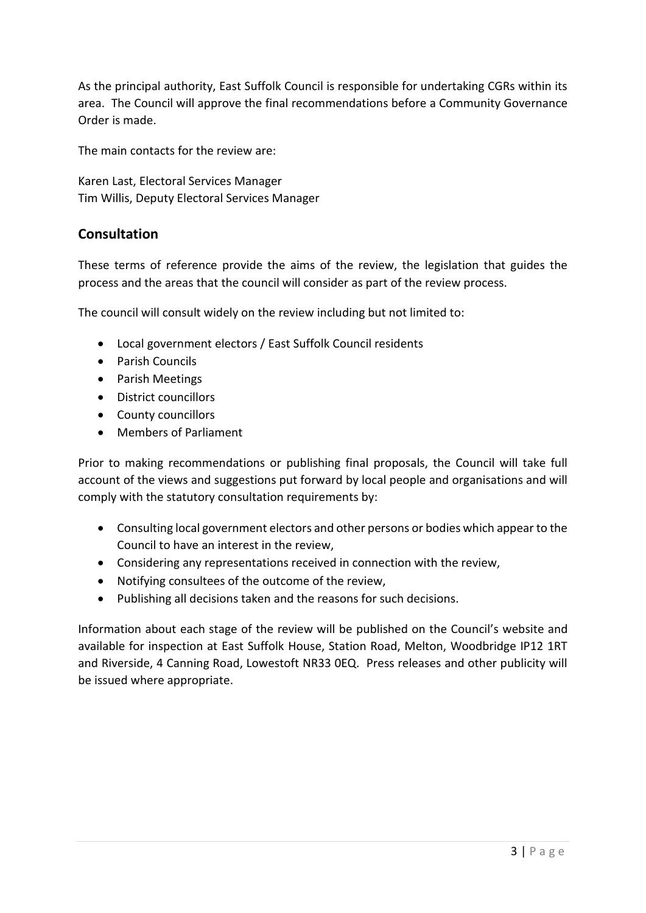As the principal authority, East Suffolk Council is responsible for undertaking CGRs within its area. The Council will approve the final recommendations before a Community Governance Order is made.

The main contacts for the review are:

Karen Last, Electoral Services Manager
Tim Willis, Deputy Electoral Services Manager

## Consultation

These terms of reference provide the aims of the review, the legislation that guides the process and the areas that the council will consider as part of the review process.

The council will consult widely on the review including but not limited to:

- Local government electors / East Suffolk Council residents
- Parish Councils
- Parish Meetings
- District councillors
- County councillors
- Members of Parliament

Prior to making recommendations or publishing final proposals, the Council will take full account of the views and suggestions put forward by local people and organisations and will comply with the statutory consultation requirements by:

- Consulting local government electors and other persons or bodies which appear to the Council to have an interest in the review,
- Considering any representations received in connection with the review,
- Notifying consultees of the outcome of the review,
- Publishing all decisions taken and the reasons for such decisions.

Information about each stage of the review will be published on the Council's website and available for inspection at East Suffolk House, Station Road, Melton, Woodbridge IP12 1RT and Riverside, 4 Canning Road, Lowestoft NR33 0EQ. Press releases and other publicity will be issued where appropriate.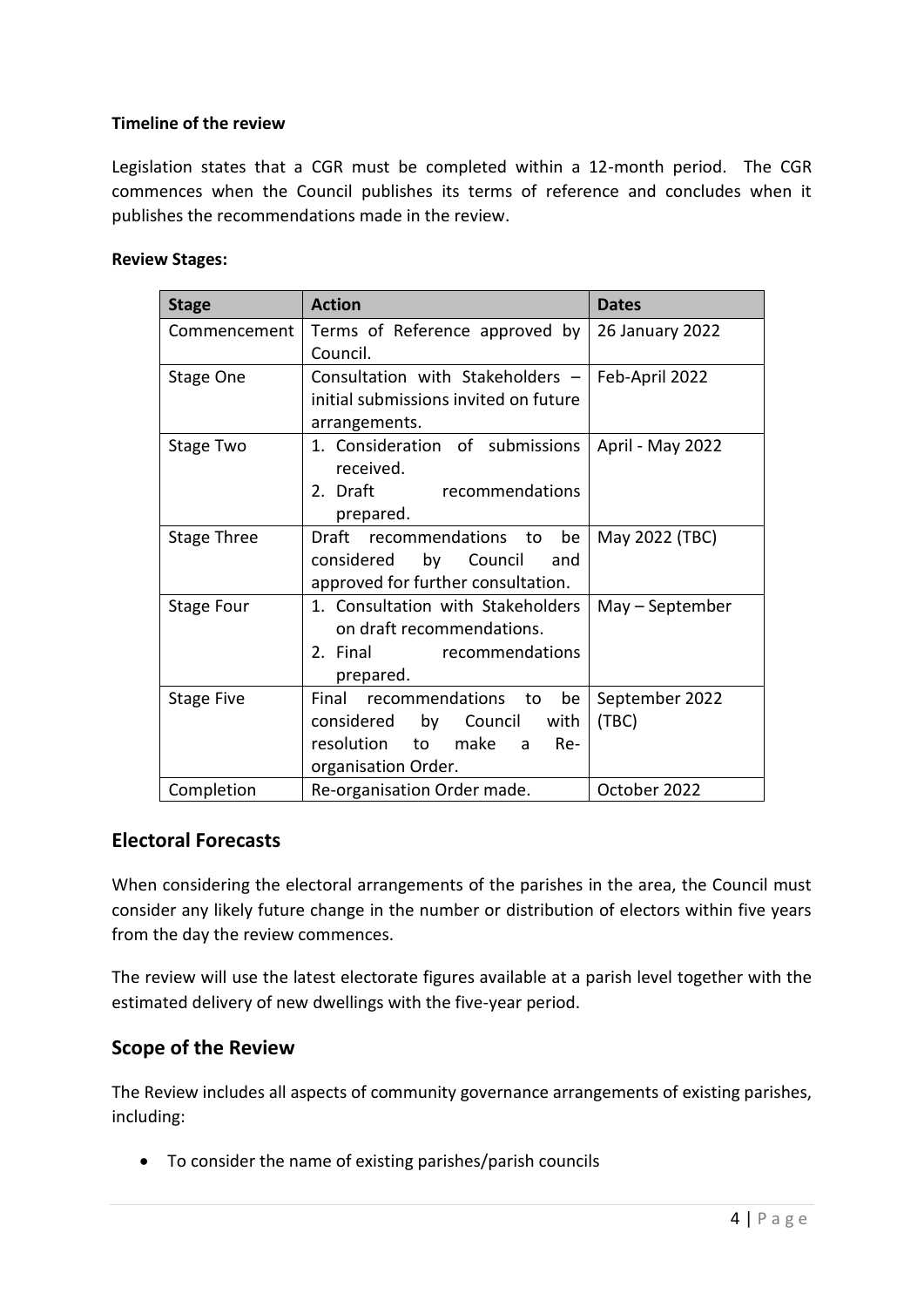**Timeline of the review**

Legislation states that a CGR must be completed within a 12-month period. The CGR commences when the Council publishes its terms of reference and concludes when it publishes the recommendations made in the review.

**Review Stages:**

| Stage | Action | Dates |
|---|---|---|
| Commencement | Terms of Reference approved by Council. | 26 January 2022 |
| Stage One | Consultation with Stakeholders – initial submissions invited on future arrangements. | Feb-April 2022 |
| Stage Two | 1. Consideration of submissions received.<br>2. Draft recommendations prepared. | April - May 2022 |
| Stage Three | Draft recommendations to be considered by Council and approved for further consultation. | May 2022 (TBC) |
| Stage Four | 1. Consultation with Stakeholders on draft recommendations.<br>2. Final recommendations prepared. | May – September |
| Stage Five | Final recommendations to be considered by Council with resolution to make a Re-organisation Order. | September 2022 (TBC) |
| Completion | Re-organisation Order made. | October 2022 |

## Electoral Forecasts

When considering the electoral arrangements of the parishes in the area, the Council must consider any likely future change in the number or distribution of electors within five years from the day the review commences.

The review will use the latest electorate figures available at a parish level together with the estimated delivery of new dwellings with the five-year period.

## Scope of the Review

The Review includes all aspects of community governance arrangements of existing parishes, including:

- To consider the name of existing parishes/parish councils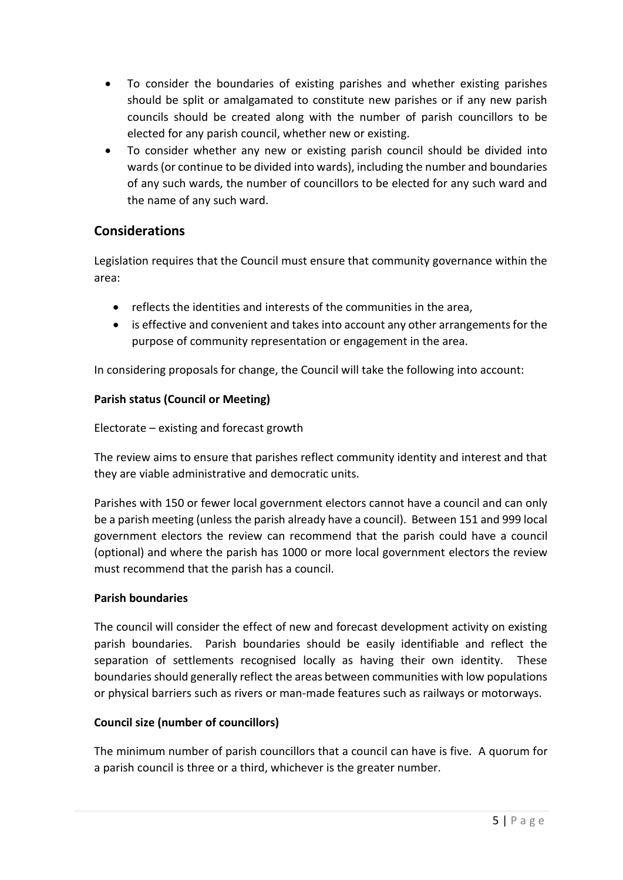- To consider the boundaries of existing parishes and whether existing parishes should be split or amalgamated to constitute new parishes or if any new parish councils should be created along with the number of parish councillors to be elected for any parish council, whether new or existing.
- To consider whether any new or existing parish council should be divided into wards (or continue to be divided into wards), including the number and boundaries of any such wards, the number of councillors to be elected for any such ward and the name of any such ward.

## Considerations

Legislation requires that the Council must ensure that community governance within the area:

- reflects the identities and interests of the communities in the area,
- is effective and convenient and takes into account any other arrangements for the purpose of community representation or engagement in the area.

In considering proposals for change, the Council will take the following into account:

**Parish status (Council or Meeting)**

Electorate – existing and forecast growth

The review aims to ensure that parishes reflect community identity and interest and that they are viable administrative and democratic units.

Parishes with 150 or fewer local government electors cannot have a council and can only be a parish meeting (unless the parish already have a council). Between 151 and 999 local government electors the review can recommend that the parish could have a council (optional) and where the parish has 1000 or more local government electors the review must recommend that the parish has a council.

**Parish boundaries**

The council will consider the effect of new and forecast development activity on existing parish boundaries. Parish boundaries should be easily identifiable and reflect the separation of settlements recognised locally as having their own identity. These boundaries should generally reflect the areas between communities with low populations or physical barriers such as rivers or man-made features such as railways or motorways.

**Council size (number of councillors)**

The minimum number of parish councillors that a council can have is five. A quorum for a parish council is three or a third, whichever is the greater number.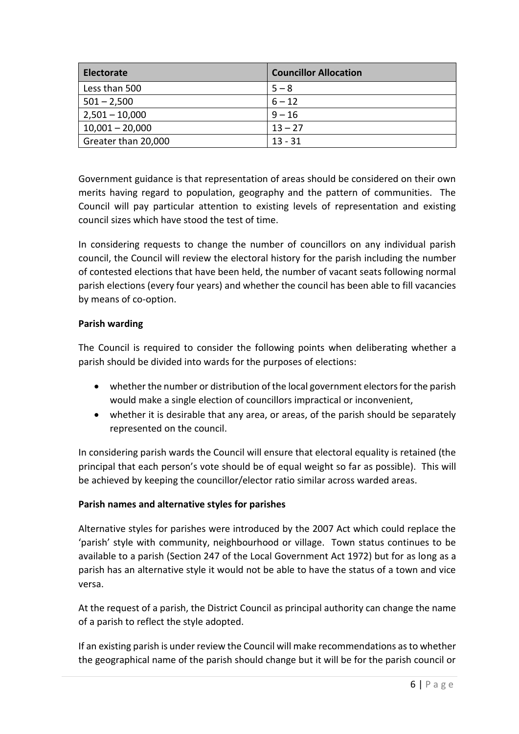| Electorate | Councillor Allocation |
| --- | --- |
| Less than 500 | 5 – 8 |
| 501 – 2,500 | 6 – 12 |
| 2,501 – 10,000 | 9 – 16 |
| 10,001 – 20,000 | 13 – 27 |
| Greater than 20,000 | 13 - 31 |

Government guidance is that representation of areas should be considered on their own merits having regard to population, geography and the pattern of communities. The Council will pay particular attention to existing levels of representation and existing council sizes which have stood the test of time.

In considering requests to change the number of councillors on any individual parish council, the Council will review the electoral history for the parish including the number of contested elections that have been held, the number of vacant seats following normal parish elections (every four years) and whether the council has been able to fill vacancies by means of co-option.

**Parish warding**

The Council is required to consider the following points when deliberating whether a parish should be divided into wards for the purposes of elections:

- whether the number or distribution of the local government electors for the parish would make a single election of councillors impractical or inconvenient,
- whether it is desirable that any area, or areas, of the parish should be separately represented on the council.

In considering parish wards the Council will ensure that electoral equality is retained (the principal that each person's vote should be of equal weight so far as possible). This will be achieved by keeping the councillor/elector ratio similar across warded areas.

**Parish names and alternative styles for parishes**

Alternative styles for parishes were introduced by the 2007 Act which could replace the 'parish' style with community, neighbourhood or village. Town status continues to be available to a parish (Section 247 of the Local Government Act 1972) but for as long as a parish has an alternative style it would not be able to have the status of a town and vice versa.

At the request of a parish, the District Council as principal authority can change the name of a parish to reflect the style adopted.

If an existing parish is under review the Council will make recommendations as to whether the geographical name of the parish should change but it will be for the parish council or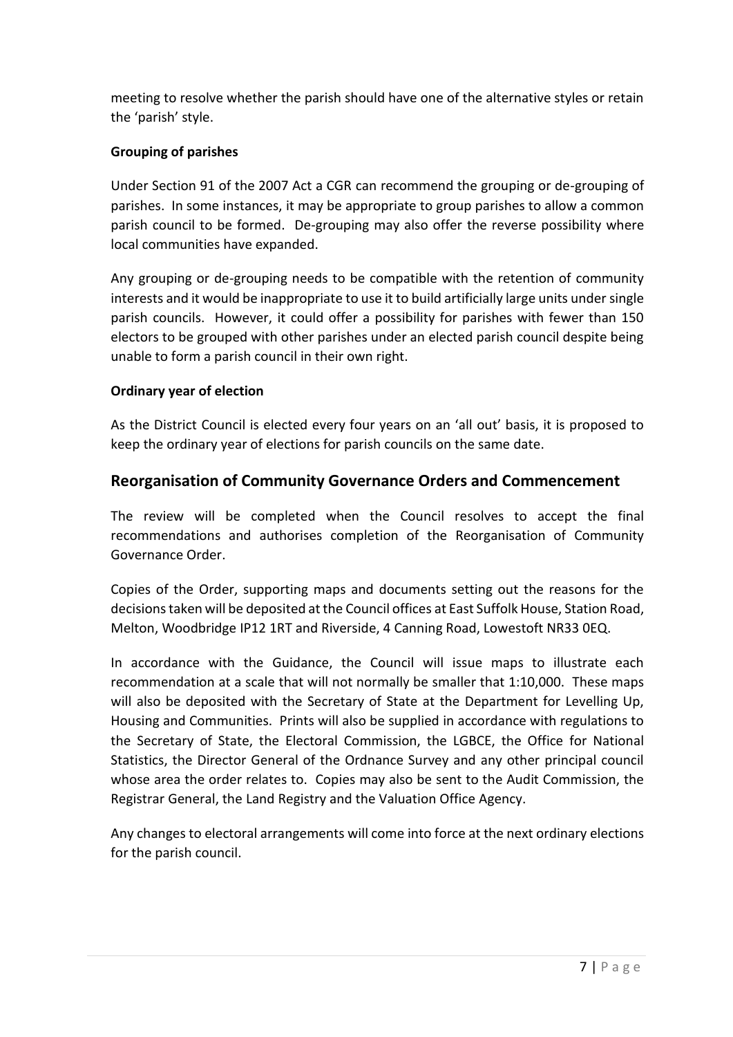meeting to resolve whether the parish should have one of the alternative styles or retain the 'parish' style.

**Grouping of parishes**

Under Section 91 of the 2007 Act a CGR can recommend the grouping or de-grouping of parishes. In some instances, it may be appropriate to group parishes to allow a common parish council to be formed. De-grouping may also offer the reverse possibility where local communities have expanded.

Any grouping or de-grouping needs to be compatible with the retention of community interests and it would be inappropriate to use it to build artificially large units under single parish councils. However, it could offer a possibility for parishes with fewer than 150 electors to be grouped with other parishes under an elected parish council despite being unable to form a parish council in their own right.

**Ordinary year of election**

As the District Council is elected every four years on an 'all out' basis, it is proposed to keep the ordinary year of elections for parish councils on the same date.

## Reorganisation of Community Governance Orders and Commencement

The review will be completed when the Council resolves to accept the final recommendations and authorises completion of the Reorganisation of Community Governance Order.

Copies of the Order, supporting maps and documents setting out the reasons for the decisions taken will be deposited at the Council offices at East Suffolk House, Station Road, Melton, Woodbridge IP12 1RT and Riverside, 4 Canning Road, Lowestoft NR33 0EQ.

In accordance with the Guidance, the Council will issue maps to illustrate each recommendation at a scale that will not normally be smaller that 1:10,000. These maps will also be deposited with the Secretary of State at the Department for Levelling Up, Housing and Communities. Prints will also be supplied in accordance with regulations to the Secretary of State, the Electoral Commission, the LGBCE, the Office for National Statistics, the Director General of the Ordnance Survey and any other principal council whose area the order relates to. Copies may also be sent to the Audit Commission, the Registrar General, the Land Registry and the Valuation Office Agency.

Any changes to electoral arrangements will come into force at the next ordinary elections for the parish council.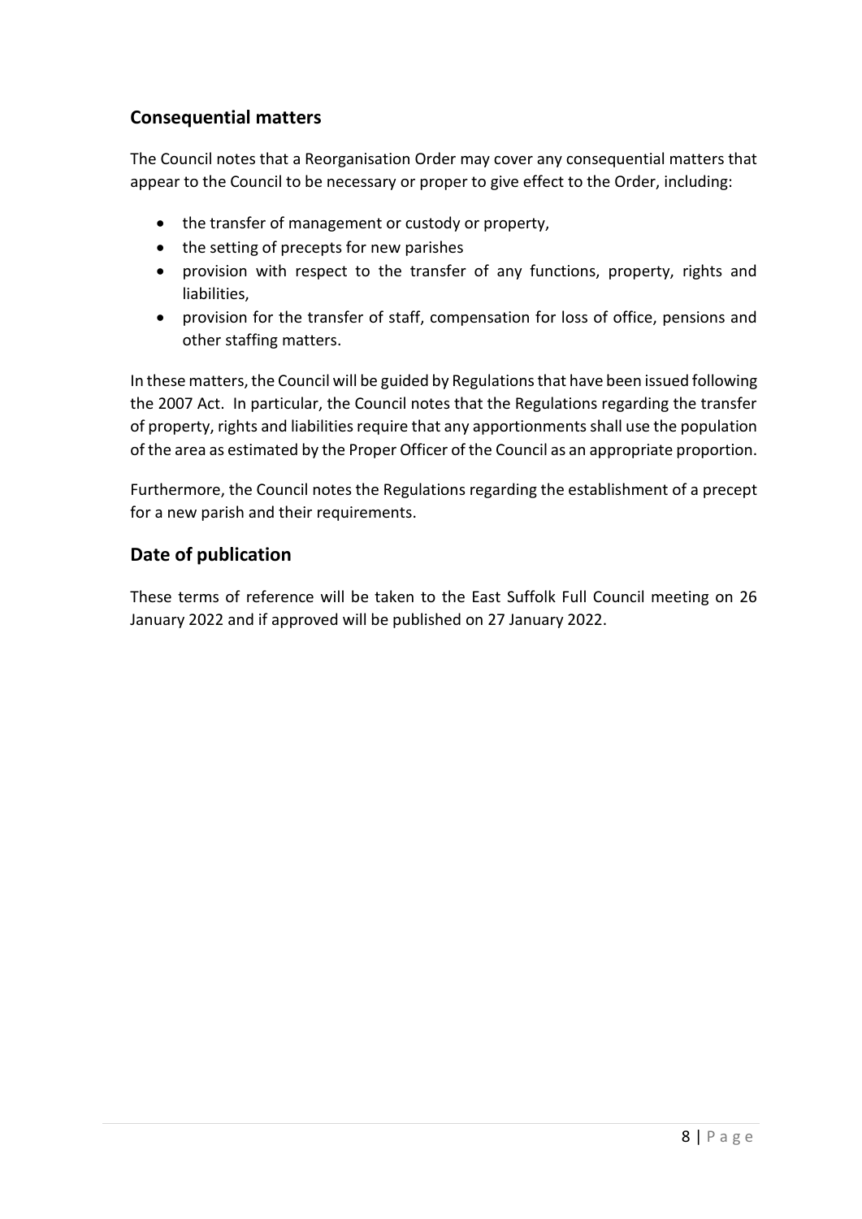## Consequential matters

The Council notes that a Reorganisation Order may cover any consequential matters that appear to the Council to be necessary or proper to give effect to the Order, including:

- the transfer of management or custody or property,
- the setting of precepts for new parishes
- provision with respect to the transfer of any functions, property, rights and liabilities,
- provision for the transfer of staff, compensation for loss of office, pensions and other staffing matters.

In these matters, the Council will be guided by Regulations that have been issued following the 2007 Act. In particular, the Council notes that the Regulations regarding the transfer of property, rights and liabilities require that any apportionments shall use the population of the area as estimated by the Proper Officer of the Council as an appropriate proportion.

Furthermore, the Council notes the Regulations regarding the establishment of a precept for a new parish and their requirements.

## Date of publication

These terms of reference will be taken to the East Suffolk Full Council meeting on 26 January 2022 and if approved will be published on 27 January 2022.